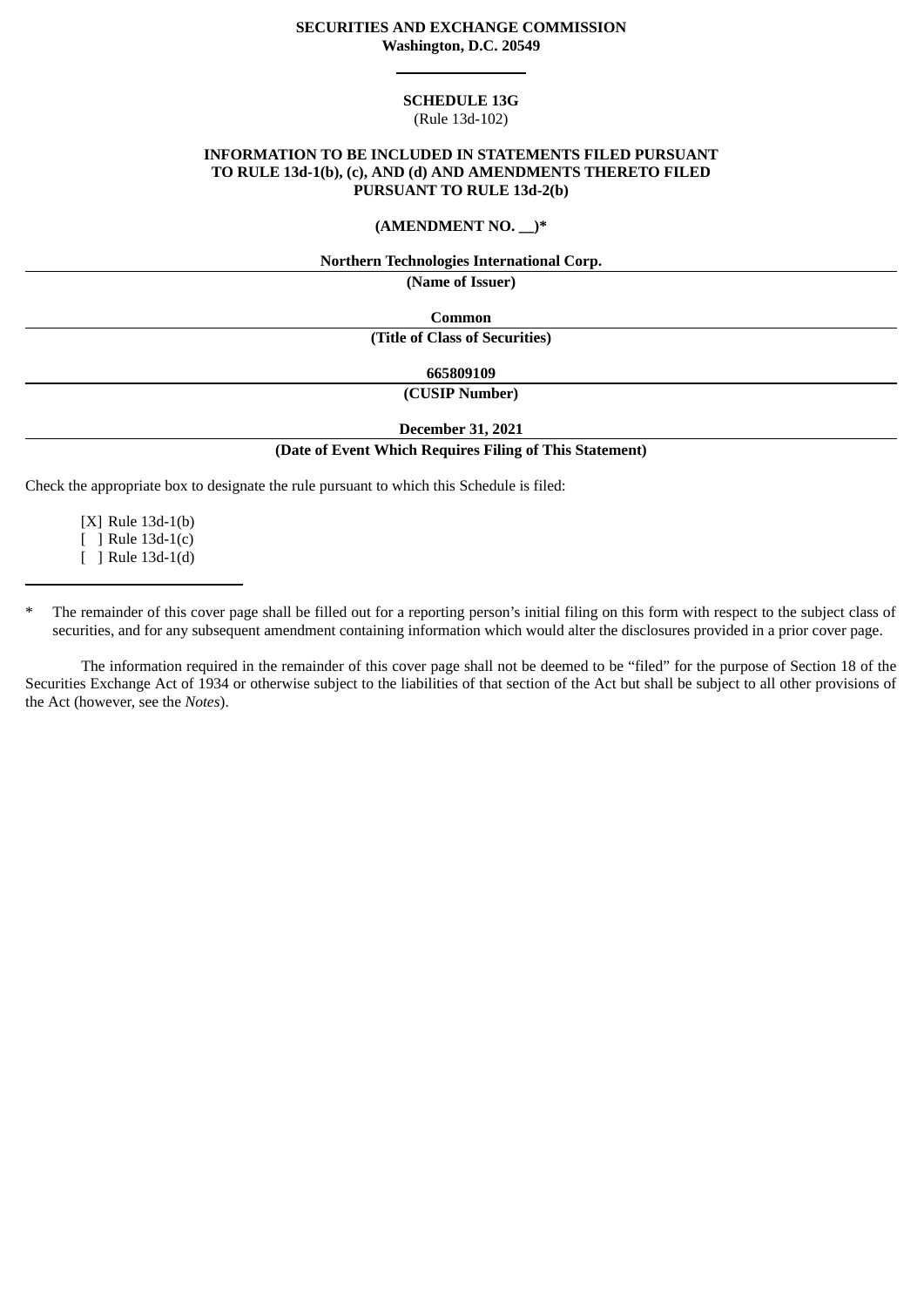**SECURITIES AND EXCHANGE COMMISSION**
**Washington, D.C. 20549**

---

**SCHEDULE 13G**
(Rule 13d-102)

**INFORMATION TO BE INCLUDED IN STATEMENTS FILED PURSUANT TO RULE 13d-1(b), (c), AND (d) AND AMENDMENTS THERETO FILED PURSUANT TO RULE 13d-2(b)**

**(AMENDMENT NO. __)***

**Northern Technologies International Corp.**
**(Name of Issuer)**

**Common**
**(Title of Class of Securities)**

**665809109**
**(CUSIP Number)**

**December 31, 2021**
**(Date of Event Which Requires Filing of This Statement)**

Check the appropriate box to designate the rule pursuant to which this Schedule is filed:

[X] Rule 13d-1(b)
[ ] Rule 13d-1(c)
[ ] Rule 13d-1(d)

---

\* The remainder of this cover page shall be filled out for a reporting person's initial filing on this form with respect to the subject class of securities, and for any subsequent amendment containing information which would alter the disclosures provided in a prior cover page.

The information required in the remainder of this cover page shall not be deemed to be "filed" for the purpose of Section 18 of the Securities Exchange Act of 1934 or otherwise subject to the liabilities of that section of the Act but shall be subject to all other provisions of the Act (however, see the *Notes*).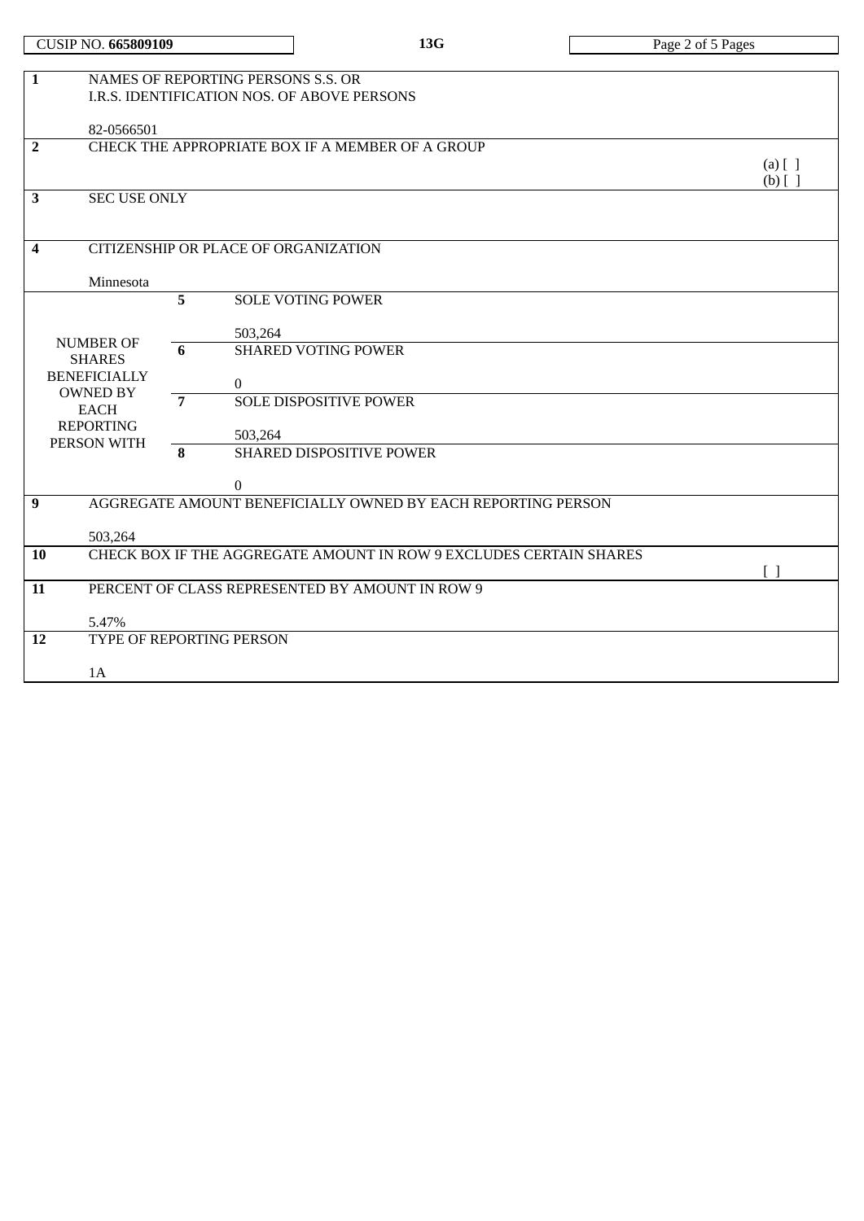CUSIP NO. **665809109** | **13G**

| | | | |
|---|---|---|---|
| **1** | NAMES OF REPORTING PERSONS S.S. OR I.R.S. IDENTIFICATION NOS. OF ABOVE PERSONS<br><br>82-0566501 | | |
| **2** | CHECK THE APPROPRIATE BOX IF A MEMBER OF A GROUP | | (a) [ ]<br>(b) [ ] |
| **3** | SEC USE ONLY | | |
| **4** | CITIZENSHIP OR PLACE OF ORGANIZATION<br><br>Minnesota | | |
| NUMBER OF SHARES BENEFICIALLY OWNED BY EACH REPORTING PERSON WITH | **5** | SOLE VOTING POWER<br><br>503,264 | |
| | **6** | SHARED VOTING POWER<br><br>0 | |
| | **7** | SOLE DISPOSITIVE POWER<br><br>503,264 | |
| | **8** | SHARED DISPOSITIVE POWER<br><br>0 | |
| **9** | AGGREGATE AMOUNT BENEFICIALLY OWNED BY EACH REPORTING PERSON<br><br>503,264 | | |
| **10** | CHECK BOX IF THE AGGREGATE AMOUNT IN ROW 9 EXCLUDES CERTAIN SHARES | | [ ] |
| **11** | PERCENT OF CLASS REPRESENTED BY AMOUNT IN ROW 9<br><br>5.47% | | |
| **12** | TYPE OF REPORTING PERSON<br><br>1A | | |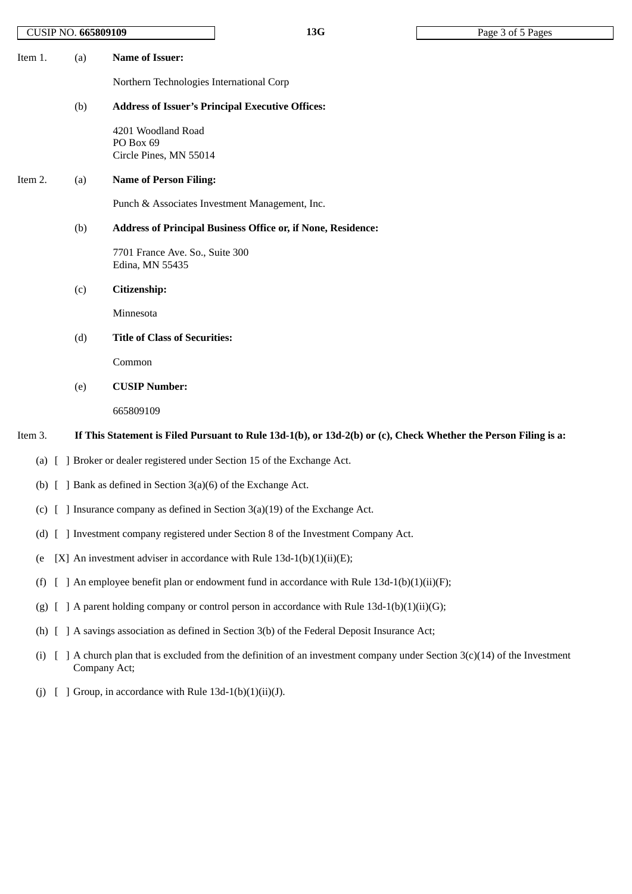Item 1. (a) **Name of Issuer:**

Northern Technologies International Corp

(b) **Address of Issuer's Principal Executive Offices:**

4201 Woodland Road
PO Box 69
Circle Pines, MN 55014

Item 2. (a) **Name of Person Filing:**

Punch & Associates Investment Management, Inc.

(b) **Address of Principal Business Office or, if None, Residence:**

7701 France Ave. So., Suite 300
Edina, MN 55435

(c) **Citizenship:**

Minnesota

(d) **Title of Class of Securities:**

Common

(e) **CUSIP Number:**

665809109

Item 3. **If This Statement is Filed Pursuant to Rule 13d-1(b), or 13d-2(b) or (c), Check Whether the Person Filing is a:**

(a) [ ] Broker or dealer registered under Section 15 of the Exchange Act.

(b) [ ] Bank as defined in Section 3(a)(6) of the Exchange Act.

(c) [ ] Insurance company as defined in Section 3(a)(19) of the Exchange Act.

(d) [ ] Investment company registered under Section 8 of the Investment Company Act.

(e [X] An investment adviser in accordance with Rule 13d-1(b)(1)(ii)(E);

(f) [ ] An employee benefit plan or endowment fund in accordance with Rule 13d-1(b)(1)(ii)(F);

(g) [ ] A parent holding company or control person in accordance with Rule 13d-1(b)(1)(ii)(G);

(h) [ ] A savings association as defined in Section 3(b) of the Federal Deposit Insurance Act;

(i) [ ] A church plan that is excluded from the definition of an investment company under Section 3(c)(14) of the Investment Company Act;

(j) [ ] Group, in accordance with Rule 13d-1(b)(1)(ii)(J).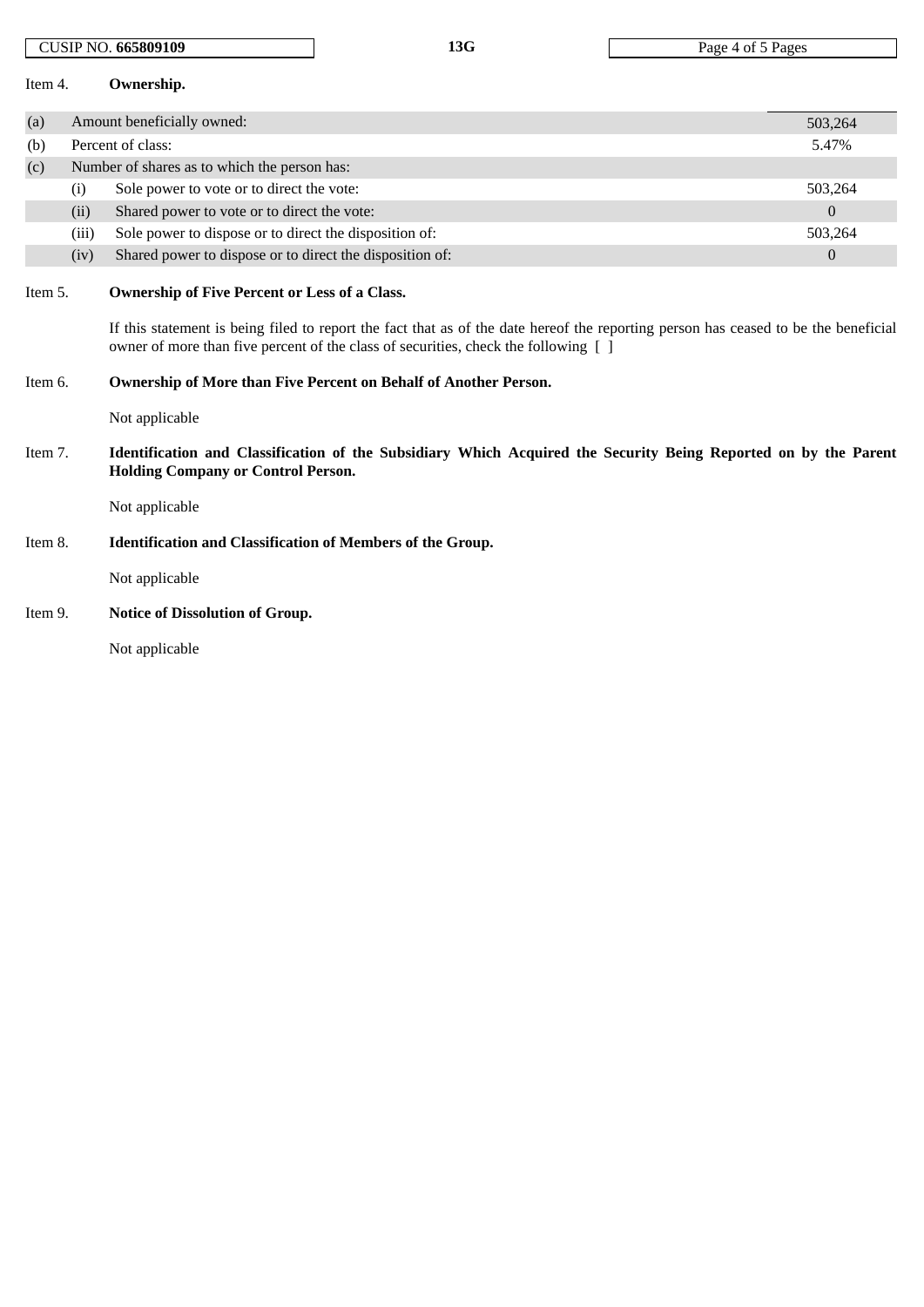Item 4. **Ownership.**

| | | | |
|---|---|---|---|
| (a) | Amount beneficially owned: | | 503,264 |
| (b) | Percent of class: | | 5.47% |
| (c) | Number of shares as to which the person has: | | |
| | (i) | Sole power to vote or to direct the vote: | 503,264 |
| | (ii) | Shared power to vote or to direct the vote: | 0 |
| | (iii) | Sole power to dispose or to direct the disposition of: | 503,264 |
| | (iv) | Shared power to dispose or to direct the disposition of: | 0 |

Item 5. **Ownership of Five Percent or Less of a Class.**

If this statement is being filed to report the fact that as of the date hereof the reporting person has ceased to be the beneficial owner of more than five percent of the class of securities, check the following [ ]

Item 6. **Ownership of More than Five Percent on Behalf of Another Person.**

Not applicable

Item 7. **Identification and Classification of the Subsidiary Which Acquired the Security Being Reported on by the Parent Holding Company or Control Person.**

Not applicable

Item 8. **Identification and Classification of Members of the Group.**

Not applicable

Item 9. **Notice of Dissolution of Group.**

Not applicable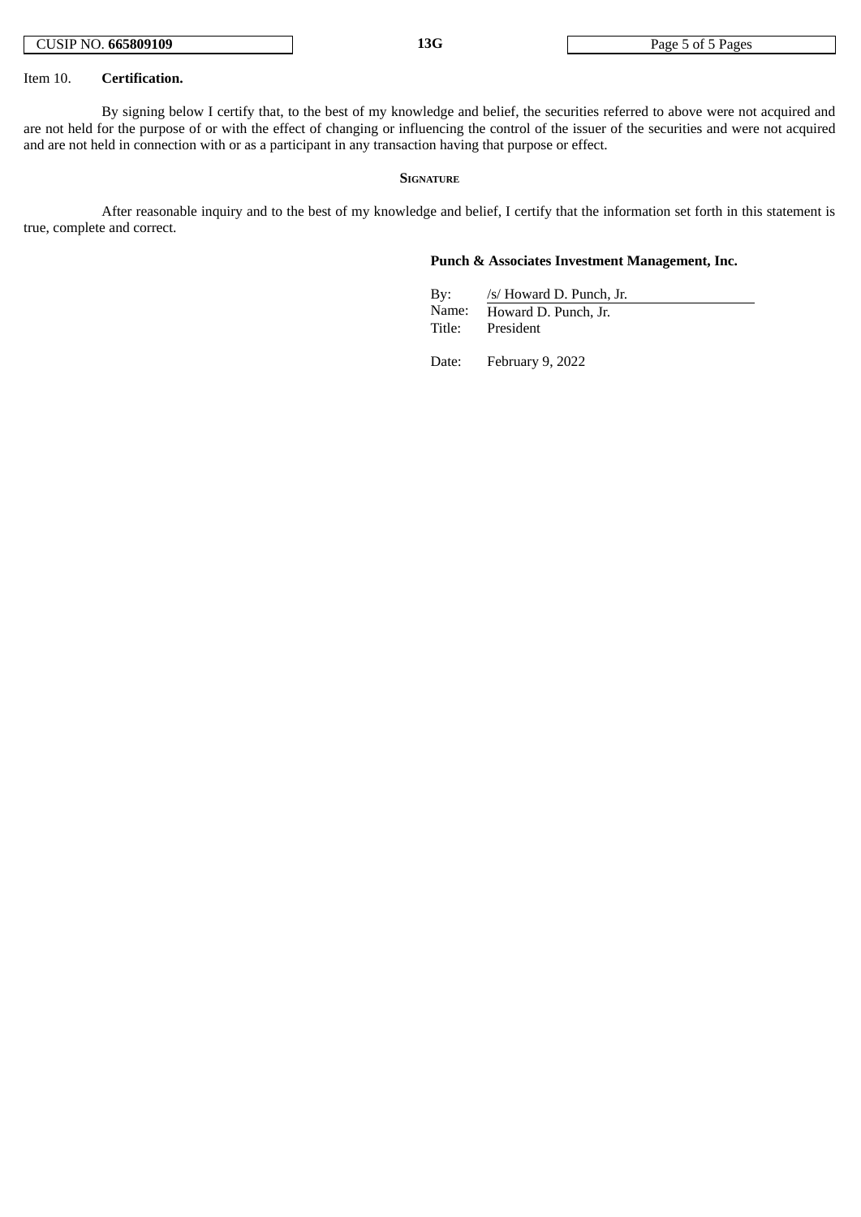Item 10. **Certification.**

By signing below I certify that, to the best of my knowledge and belief, the securities referred to above were not acquired and are not held for the purpose of or with the effect of changing or influencing the control of the issuer of the securities and were not acquired and are not held in connection with or as a participant in any transaction having that purpose or effect.

**SIGNATURE**

After reasonable inquiry and to the best of my knowledge and belief, I certify that the information set forth in this statement is true, complete and correct.

**Punch & Associates Investment Management, Inc.**

By: /s/ Howard D. Punch, Jr.
Name: Howard D. Punch, Jr.
Title: President

Date: February 9, 2022